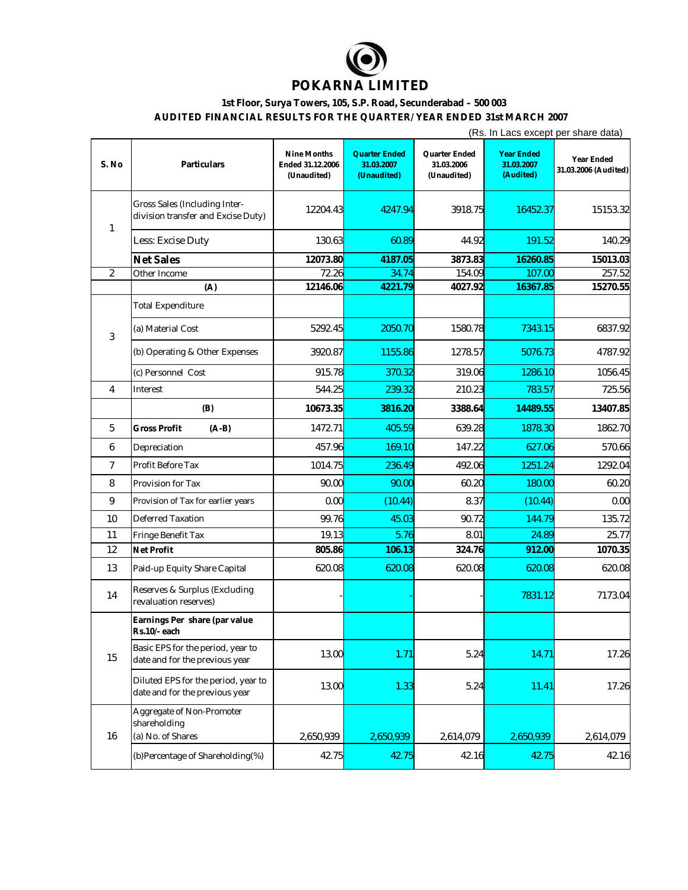# POKARNA LIMITED

**1st Floor, Surya Towers, 105, S.P. Road, Secunderabad – 500 003**

**AUDITED FINANCIAL RESULTS FOR THE QUARTER/ YEAR ENDED 31st MARCH 2007**

(Rs. In Lacs except per share data)

| S. No | Particulars | Nine Months Ended 31.12.2006 (Unaudited) | Quarter Ended 31.03.2007 (Unaudited) | Quarter Ended 31.03.2006 (Unaudited) | Year Ended 31.03.2007 (Audited) | Year Ended 31.03.2006 (Audited) |
|---|---|---|---|---|---|---|
| 1 | Gross Sales (Including Inter-division transfer and Excise Duty) | 12204.43 | 4247.94 | 3918.75 | 16452.37 | 15153.32 |
| | Less: Excise Duty | 130.63 | 60.89 | 44.92 | 191.52 | 140.29 |
| | **Net Sales** | **12073.80** | **4187.05** | **3873.83** | **16260.85** | **15013.03** |
| 2 | Other Income | 72.26 | 34.74 | 154.09 | 107.00 | 257.52 |
| | **(A)** | **12146.06** | **4221.79** | **4027.92** | **16367.85** | **15270.55** |
| 3 | Total Expenditure | | | | | |
| | (a) Material Cost | 5292.45 | 2050.70 | 1580.78 | 7343.15 | 6837.92 |
| | (b) Operating & Other Expenses | 3920.87 | 1155.86 | 1278.57 | 5076.73 | 4787.92 |
| | (c) Personnel Cost | 915.78 | 370.32 | 319.06 | 1286.10 | 1056.45 |
| 4 | Interest | 544.25 | 239.32 | 210.23 | 783.57 | 725.56 |
| | **(B)** | **10673.35** | **3816.20** | **3388.64** | **14489.55** | **13407.85** |
| 5 | **Gross Profit (A-B)** | 1472.71 | 405.59 | 639.28 | 1878.30 | 1862.70 |
| 6 | Depreciation | 457.96 | 169.10 | 147.22 | 627.06 | 570.66 |
| 7 | Profit Before Tax | 1014.75 | 236.49 | 492.06 | 1251.24 | 1292.04 |
| 8 | Provision for Tax | 90.00 | 90.00 | 60.20 | 180.00 | 60.20 |
| 9 | Provision of Tax for earlier years | 0.00 | (10.44) | 8.37 | (10.44) | 0.00 |
| 10 | Deferred Taxation | 99.76 | 45.03 | 90.72 | 144.79 | 135.72 |
| 11 | Fringe Benefit Tax | 19.13 | 5.76 | 8.01 | 24.89 | 25.77 |
| 12 | **Net Profit** | **805.86** | **106.13** | **324.76** | **912.00** | **1070.35** |
| 13 | Paid-up Equity Share Capital | 620.08 | 620.08 | 620.08 | 620.08 | 620.08 |
| 14 | Reserves & Surplus (Excluding revaluation reserves) | - | - | - | 7831.12 | 7173.04 |
| 15 | **Earnings Per share (par value Rs.10/- each** | | | | | |
| | Basic EPS for the period, year to date and for the previous year | 13.00 | 1.71 | 5.24 | 14.71 | 17.26 |
| | Diluted EPS for the period, year to date and for the previous year | 13.00 | 1.33 | 5.24 | 11.41 | 17.26 |
| 16 | Aggregate of Non-Promoter shareholding (a) No. of Shares | 2,650,939 | 2,650,939 | 2,614,079 | 2,650,939 | 2,614,079 |
| | (b)Percentage of Shareholding(%) | 42.75 | 42.75 | 42.16 | 42.75 | 42.16 |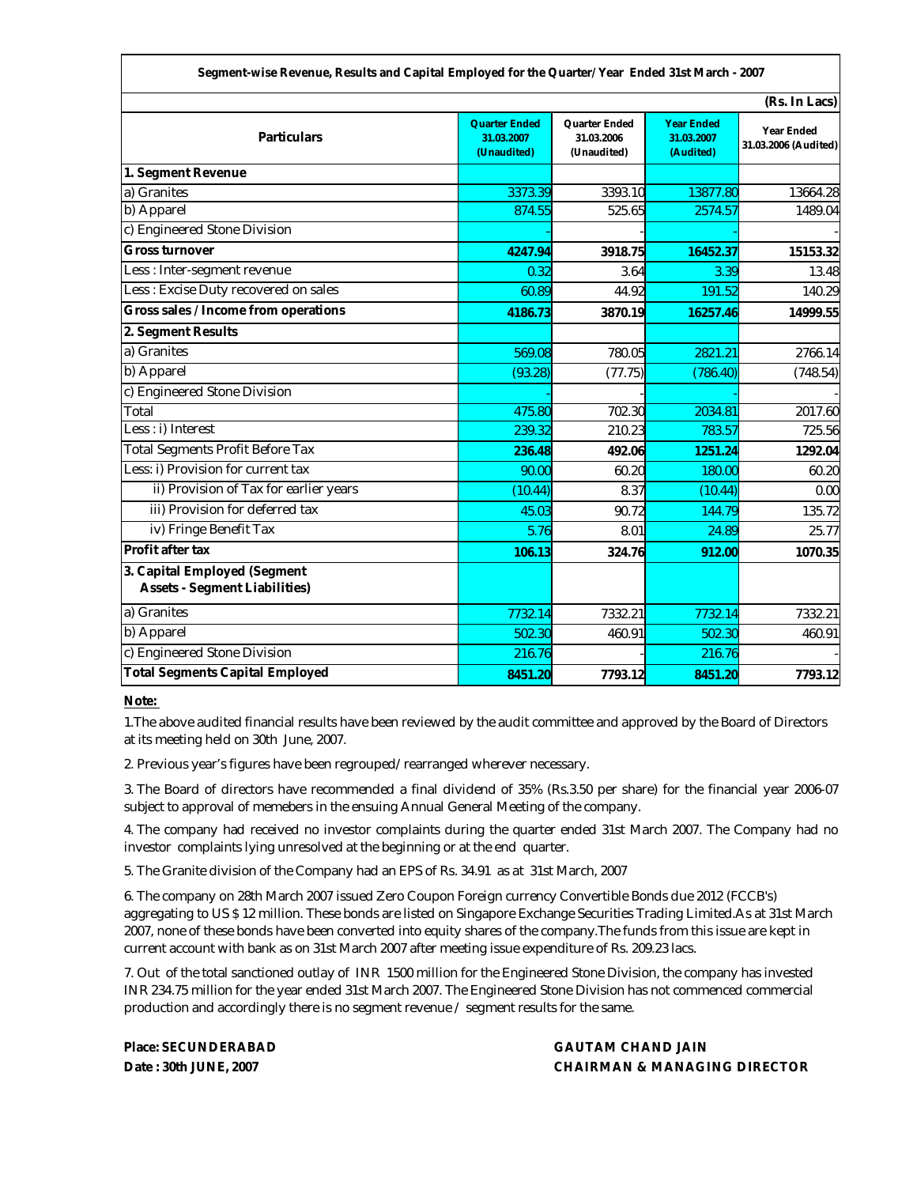**Segment-wise Revenue, Results and Capital Employed for the Quarter/Year Ended 31st March - 2007**

**(Rs. In Lacs)**

| Particulars | Quarter Ended 31.03.2007 (Unaudited) | Quarter Ended 31.03.2006 (Unaudited) | Year Ended 31.03.2007 (Audited) | Year Ended 31.03.2006 (Audited) |
|---|---|---|---|---|
| **1. Segment Revenue** | | | | |
| a) Granites | 3373.39 | 3393.10 | 13877.80 | 13664.28 |
| b) Apparel | 874.55 | 525.65 | 2574.57 | 1489.04 |
| c) Engineered Stone Division | - | - | - | - |
| **Gross turnover** | **4247.94** | **3918.75** | **16452.37** | **15153.32** |
| Less : Inter-segment revenue | 0.32 | 3.64 | 3.39 | 13.48 |
| Less : Excise Duty recovered on sales | 60.89 | 44.92 | 191.52 | 140.29 |
| **Gross sales / Income from operations** | **4186.73** | **3870.19** | **16257.46** | **14999.55** |
| **2. Segment Results** | | | | |
| a) Granites | 569.08 | 780.05 | 2821.21 | 2766.14 |
| b) Apparel | (93.28) | (77.75) | (786.40) | (748.54) |
| c) Engineered Stone Division | - | - | - | - |
| Total | 475.80 | 702.30 | 2034.81 | 2017.60 |
| Less : i) Interest | 239.32 | 210.23 | 783.57 | 725.56 |
| Total Segments Profit Before Tax | **236.48** | **492.06** | **1251.24** | **1292.04** |
| Less: i) Provision for current tax | 90.00 | 60.20 | 180.00 | 60.20 |
| ii) Provision of Tax for earlier years | (10.44) | 8.37 | (10.44) | 0.00 |
| iii) Provision for deferred tax | 45.03 | 90.72 | 144.79 | 135.72 |
| iv) Fringe Benefit Tax | 5.76 | 8.01 | 24.89 | 25.77 |
| **Profit after tax** | **106.13** | **324.76** | **912.00** | **1070.35** |
| **3. Capital Employed (Segment Assets - Segment Liabilities)** | | | | |
| a) Granites | 7732.14 | 7332.21 | 7732.14 | 7332.21 |
| b) Apparel | 502.30 | 460.91 | 502.30 | 460.91 |
| c) Engineered Stone Division | 216.76 | - | 216.76 | - |
| **Total Segments Capital Employed** | **8451.20** | **7793.12** | **8451.20** | **7793.12** |

**Note:**

1.The above audited financial results have been reviewed by the audit committee and approved by the Board of Directors at its meeting held on 30th June, 2007.

2. Previous year's figures have been regrouped/rearranged wherever necessary.

3. The Board of directors have recommended a final dividend of 35% (Rs.3.50 per share) for the financial year 2006-07 subject to approval of memebers in the ensuing Annual General Meeting of the company.

4. The company had received no investor complaints during the quarter ended 31st March 2007. The Company had no investor complaints lying unresolved at the beginning or at the end quarter.

5. The Granite division of the Company had an EPS of Rs. 34.91 as at 31st March, 2007

6. The company on 28th March 2007 issued Zero Coupon Foreign currency Convertible Bonds due 2012 (FCCB's) aggregating to US $ 12 million. These bonds are listed on Singapore Exchange Securities Trading Limited.As at 31st March 2007, none of these bonds have been converted into equity shares of the company.The funds from this issue are kept in current account with bank as on 31st March 2007 after meeting issue expenditure of Rs. 209.23 lacs.

7. Out of the total sanctioned outlay of INR 1500 million for the Engineered Stone Division, the company has invested INR 234.75 million for the year ended 31st March 2007. The Engineered Stone Division has not commenced commercial production and accordingly there is no segment revenue / segment results for the same.

**Place: SECUNDERABAD**
**Date : 30th JUNE, 2007**

**GAUTAM CHAND JAIN**
**CHAIRMAN & MANAGING DIRECTOR**